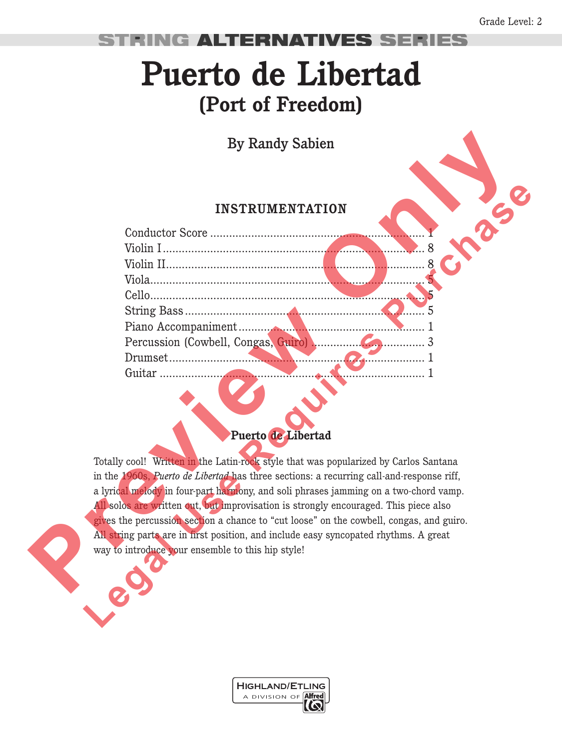Grade Level: 2

STRING ALTERNATIVES SERIES

# Puerto de Libertad

## (Port of Freedom)

By Randy Sabien

### INSTRUMENTATION

| | |
|---|---|
| Conductor Score | 1 |
| Violin I | 8 |
| Violin II | 8 |
| Viola | 5 |
| Cello | 5 |
| String Bass | 5 |
| Piano Accompaniment | 1 |
| Percussion (Cowbell, Congas, Guiro) | 3 |
| Drumset | 1 |
| Guitar | 1 |

**Puerto de Libertad**

Totally cool! Written in the Latin-rock style that was popularized by Carlos Santana in the 1960s, *Puerto de Libertad* has three sections: a recurring call-and-response riff, a lyrical melody in four-part harmony, and soli phrases jamming on a two-chord vamp. All solos are written out, but improvisation is strongly encouraged. This piece also gives the percussion section a chance to "cut loose" on the cowbell, congas, and guiro. All string parts are in first position, and include easy syncopated rhythms. A great way to introduce your ensemble to this hip style!

Preview Only
Legal Use Requires Purchase

HIGHLAND/ETLING
A DIVISION OF Alfred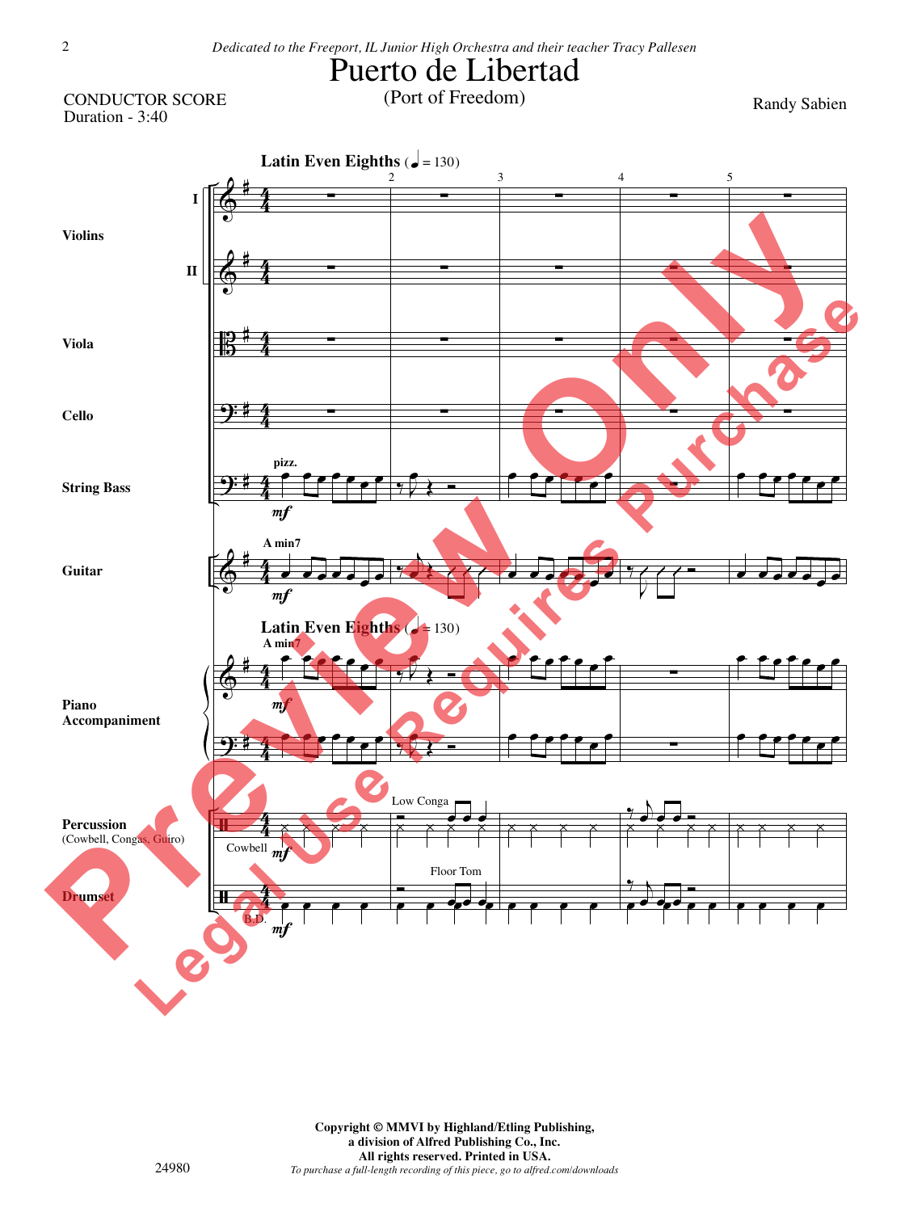*Dedicated to the Freeport, IL Junior High Orchestra and their teacher Tracy Pallesen*

# Puerto de Libertad

(Port of Freedom)

CONDUCTOR SCORE
Duration - 3:40

Randy Sabien

**Latin Even Eighths** (♩ = 130)

Violins I
Violins II
Viola
Cello
String Bass — pizz. *mf*
Guitar — A min7 *mf*

**Latin Even Eighths** (♩ = 130)

Piano Accompaniment — A min7 *mf*

Percussion (Cowbell, Congas, Guiro) — Cowbell *mf* — Low Conga

Drumset — B.D. *mf* — Floor Tom

Preview Only
Legal Use Requires Purchase

**Copyright © MMVI by Highland/Etling Publishing, a division of Alfred Publishing Co., Inc. All rights reserved. Printed in USA.**

*To purchase a full-length recording of this piece, go to alfred.com/downloads*

24980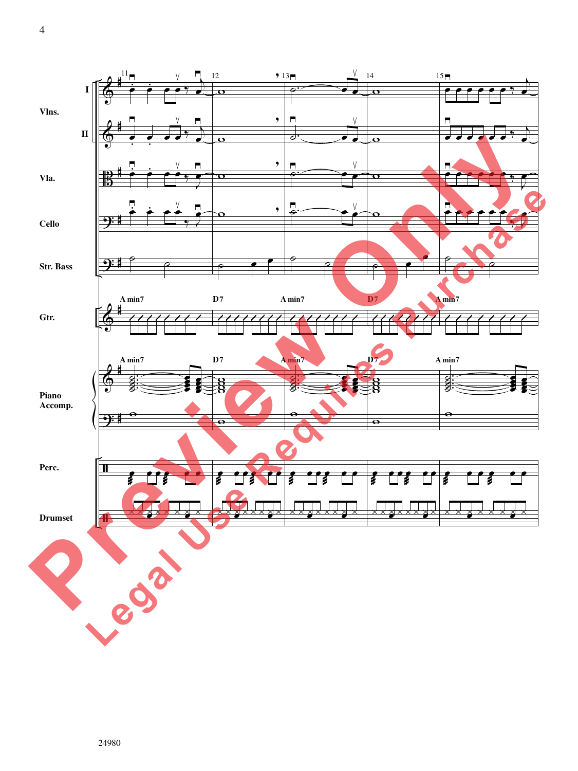Vlns. I II

Vla.

Cello

Str. Bass

Gtr.

A min7 D7 A min7 D7 A min7

Piano Accomp.

A min7 D7 A min7 D7 A min7

Perc.

Drumset

Preview Only

Legal Use Requires Purchase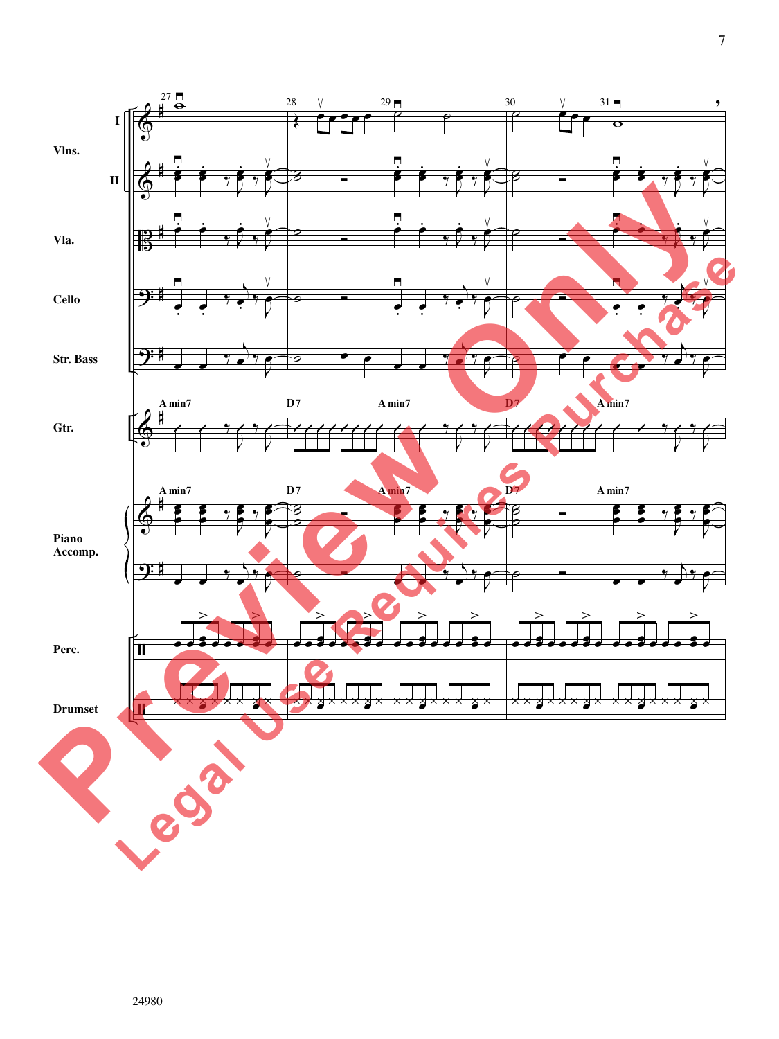Vlns. I
Vlns. II
Vla.
Cello
Str. Bass
Gtr.
Piano Accomp.
Perc.
Drumset

A min7 D7 A min7 D7 A min7

Preview Only
Legal Use Requires Purchase

24980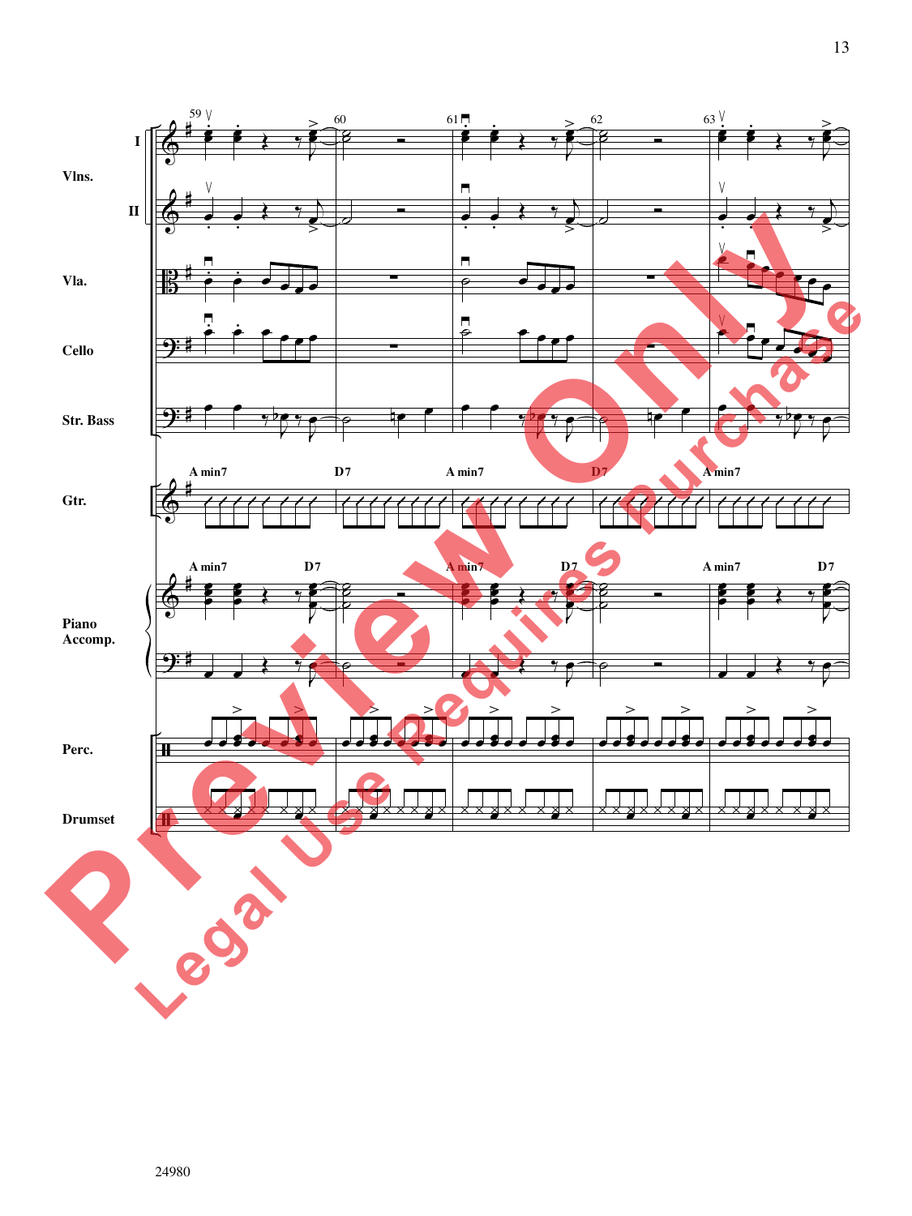Vlns. I

Vlns. II

Vla.

Cello

Str. Bass

Gtr.

A min7 D7 A min7 D7 A min7

Piano Accomp.

A min7 D7 A min7 D7 A min7 D7

Perc.

Drumset

59 60 61 62 63

Preview Only

Legal Use Requires Purchase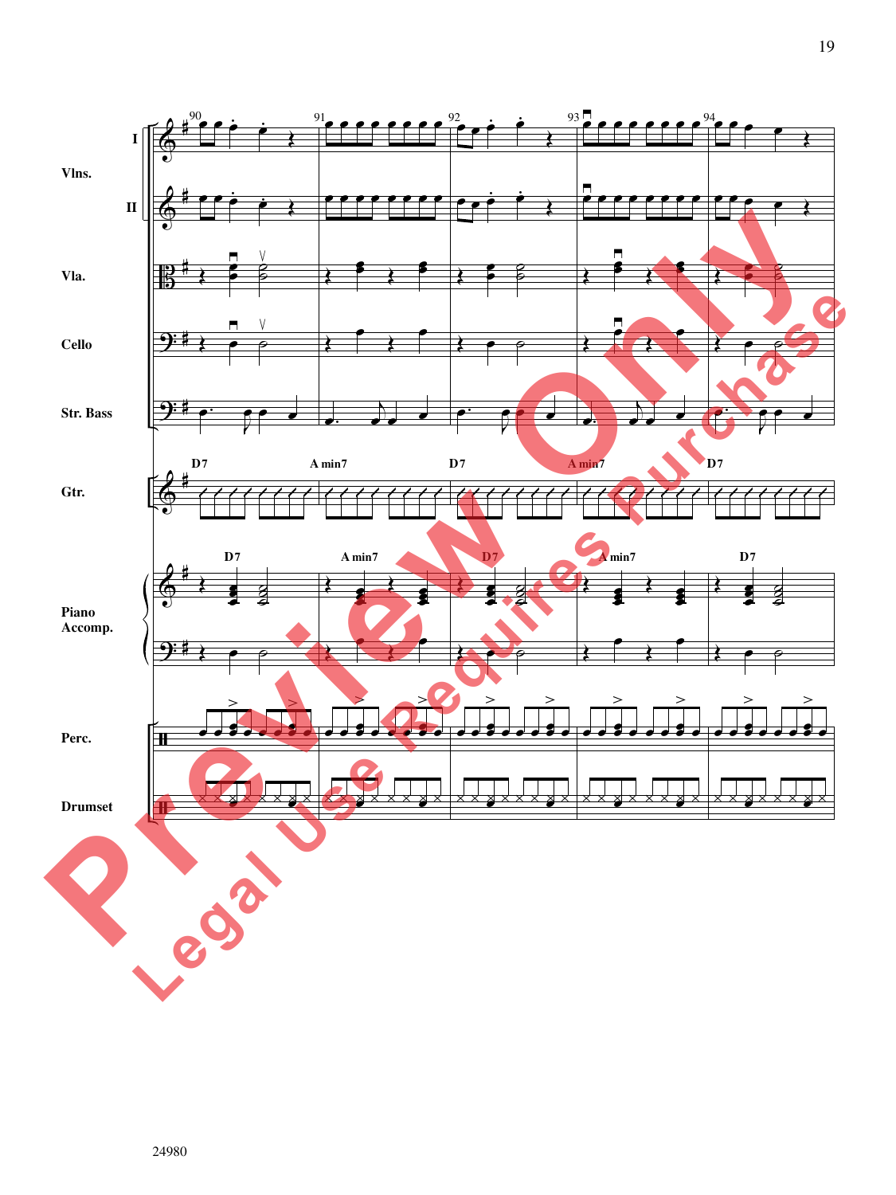Vlns.

I

II

Vla.

Cello

Str. Bass

Gtr.

D7 A min7 D7 A min7 D7

Piano Accomp.

D7 A min7 D7 A min7 D7

Perc.

Drumset

24980

Preview Only

Legal Use Requires Purchase